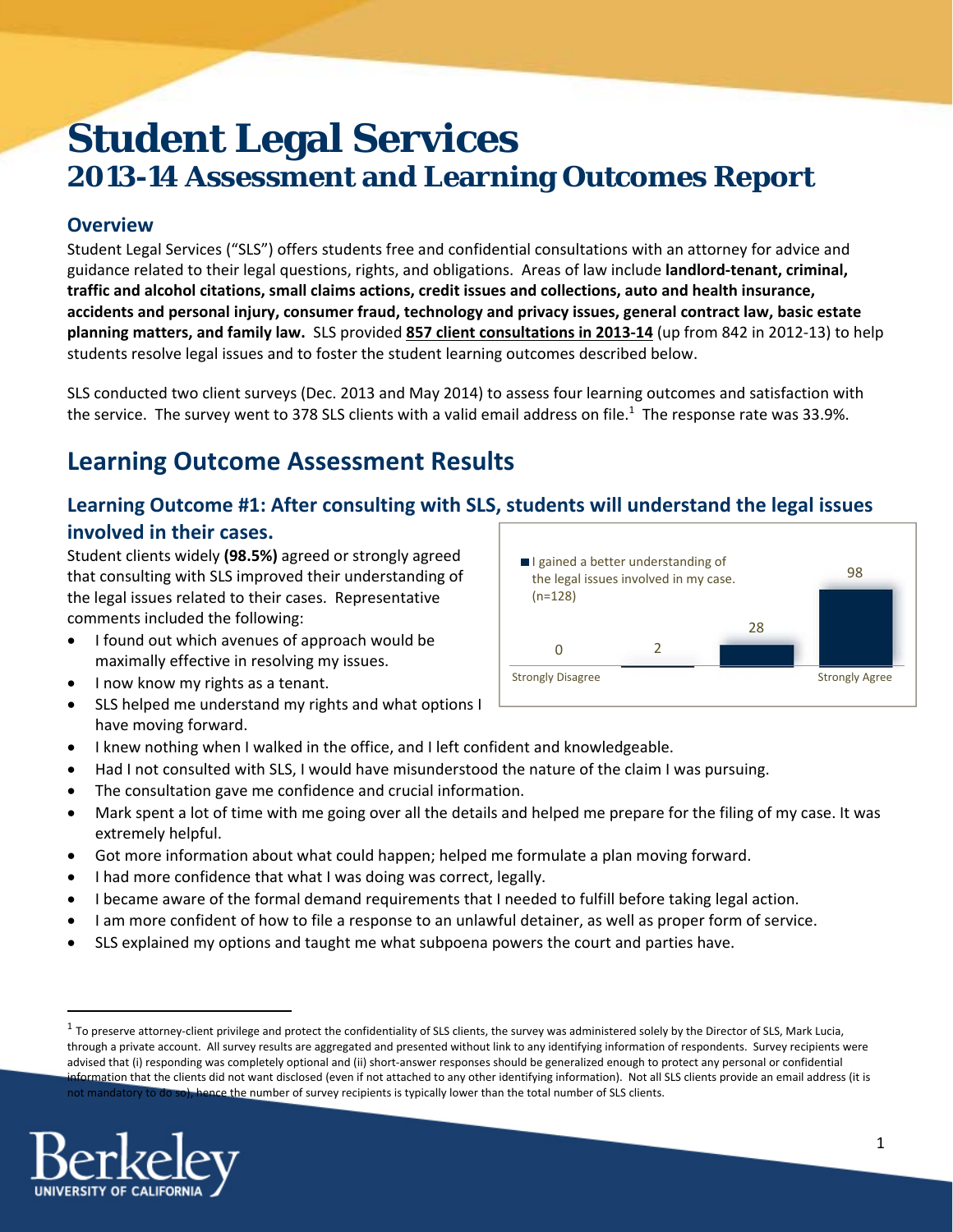# Student Legal Services

## 2013-14 Assessment and Learning Outcomes Report

### Overview

Student Legal Services ("SLS") offers students free and confidential consultations with an attorney for advice and guidance related to their legal questions, rights, and obligations. Areas of law include **landlord-tenant, criminal, traffic and alcohol citations, small claims actions, credit issues and collections, auto and health insurance, accidents and personal injury, consumer fraud, technology and privacy issues, general contract law, basic estate planning matters, and family law.** SLS provided **857 client consultations in 2013-14** (up from 842 in 2012-13) to help students resolve legal issues and to foster the student learning outcomes described below.

SLS conducted two client surveys (Dec. 2013 and May 2014) to assess four learning outcomes and satisfaction with the service. The survey went to 378 SLS clients with a valid email address on file.[1] The response rate was 33.9%.

## Learning Outcome Assessment Results

### Learning Outcome #1: After consulting with SLS, students will understand the legal issues involved in their cases.

Student clients widely **(98.5%)** agreed or strongly agreed that consulting with SLS improved their understanding of the legal issues related to their cases. Representative comments included the following:

| I gained a better understanding of the legal issues involved in my case. (n=128) | | | |
|---|---|---|---|
| Strongly Disagree | | | Strongly Agree |
| 0 | 2 | 28 | 98 |

- I found out which avenues of approach would be maximally effective in resolving my issues.
- I now know my rights as a tenant.
- SLS helped me understand my rights and what options I have moving forward.
- I knew nothing when I walked in the office, and I left confident and knowledgeable.
- Had I not consulted with SLS, I would have misunderstood the nature of the claim I was pursuing.
- The consultation gave me confidence and crucial information.
- Mark spent a lot of time with me going over all the details and helped me prepare for the filing of my case. It was extremely helpful.
- Got more information about what could happen; helped me formulate a plan moving forward.
- I had more confidence that what I was doing was correct, legally.
- I became aware of the formal demand requirements that I needed to fulfill before taking legal action.
- I am more confident of how to file a response to an unlawful detainer, as well as proper form of service.
- SLS explained my options and taught me what subpoena powers the court and parties have.

---

[1] To preserve attorney-client privilege and protect the confidentiality of SLS clients, the survey was administered solely by the Director of SLS, Mark Lucia, through a private account. All survey results are aggregated and presented without link to any identifying information of respondents. Survey recipients were advised that (i) responding was completely optional and (ii) short-answer responses should be generalized enough to protect any personal or confidential information that the clients did not want disclosed (even if not attached to any other identifying information). Not all SLS clients provide an email address (it is not mandatory to do so), hence the number of survey recipients is typically lower than the total number of SLS clients.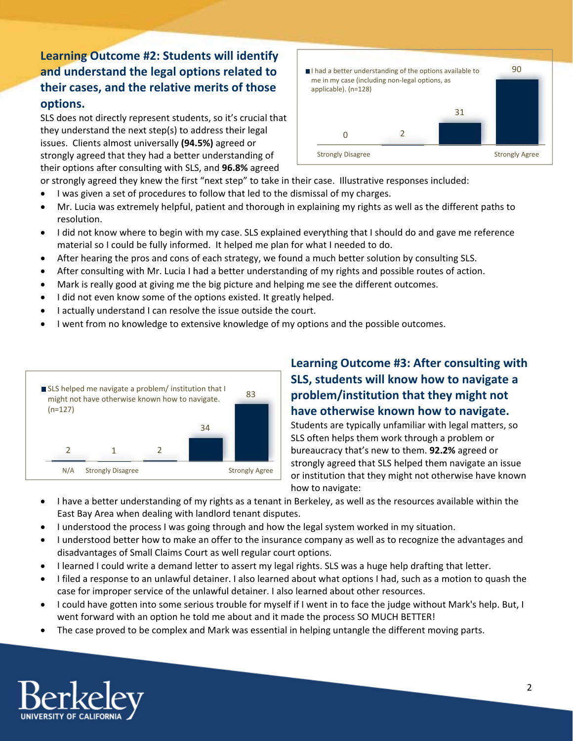## Learning Outcome #2: Students will identify and understand the legal options related to their cases, and the relative merits of those options.

SLS does not directly represent students, so it's crucial that they understand the next step(s) to address their legal issues. Clients almost universally **(94.5%)** agreed or strongly agreed that they had a better understanding of their options after consulting with SLS, and **96.8%** agreed or strongly agreed they knew the first "next step" to take in their case. Illustrative responses included:

I had a better understanding of the options available to me in my case (including non-legal options, as applicable). (n=128)

| Strongly Disagree | | | | Strongly Agree |
|---|---|---|---|---|
| | 0 | 2 | 31 | 90 |

- I was given a set of procedures to follow that led to the dismissal of my charges.
- Mr. Lucia was extremely helpful, patient and thorough in explaining my rights as well as the different paths to resolution.
- I did not know where to begin with my case. SLS explained everything that I should do and gave me reference material so I could be fully informed. It helped me plan for what I needed to do.
- After hearing the pros and cons of each strategy, we found a much better solution by consulting SLS.
- After consulting with Mr. Lucia I had a better understanding of my rights and possible routes of action.
- Mark is really good at giving me the big picture and helping me see the different outcomes.
- I did not even know some of the options existed. It greatly helped.
- I actually understand I can resolve the issue outside the court.
- I went from no knowledge to extensive knowledge of my options and the possible outcomes.

SLS helped me navigate a problem/ institution that I might not have otherwise known how to navigate. (n=127)

| N/A | Strongly Disagree | | | Strongly Agree |
|---|---|---|---|---|
| 2 | 1 | 2 | 34 | 83 |

## Learning Outcome #3: After consulting with SLS, students will know how to navigate a problem/institution that they might not have otherwise known how to navigate.

Students are typically unfamiliar with legal matters, so SLS often helps them work through a problem or bureaucracy that's new to them. **92.2%** agreed or strongly agreed that SLS helped them navigate an issue or institution that they might not otherwise have known how to navigate:

- I have a better understanding of my rights as a tenant in Berkeley, as well as the resources available within the East Bay Area when dealing with landlord tenant disputes.
- I understood the process I was going through and how the legal system worked in my situation.
- I understood better how to make an offer to the insurance company as well as to recognize the advantages and disadvantages of Small Claims Court as well regular court options.
- I learned I could write a demand letter to assert my legal rights. SLS was a huge help drafting that letter.
- I filed a response to an unlawful detainer. I also learned about what options I had, such as a motion to quash the case for improper service of the unlawful detainer. I also learned about other resources.
- I could have gotten into some serious trouble for myself if I went in to face the judge without Mark's help. But, I went forward with an option he told me about and it made the process SO MUCH BETTER!
- The case proved to be complex and Mark was essential in helping untangle the different moving parts.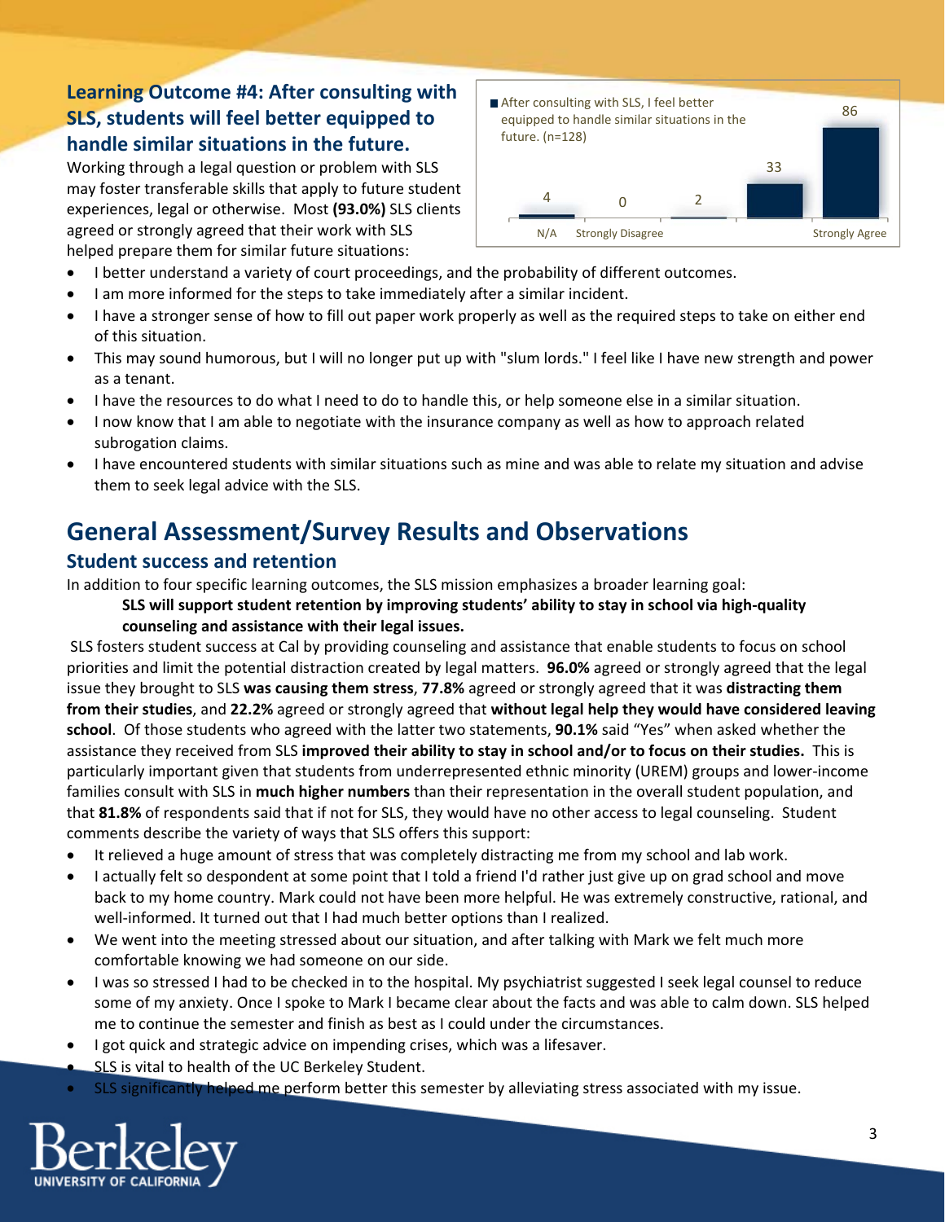### Learning Outcome #4: After consulting with SLS, students will feel better equipped to handle similar situations in the future.

Working through a legal question or problem with SLS may foster transferable skills that apply to future student experiences, legal or otherwise. Most **(93.0%)** SLS clients agreed or strongly agreed that their work with SLS helped prepare them for similar future situations:

| After consulting with SLS, I feel better equipped to handle similar situations in the future. (n=128) | |
|---|---|
| N/A | 4 |
| Strongly Disagree | 0 |
| | 2 |
| | 33 |
| Strongly Agree | 86 |

- I better understand a variety of court proceedings, and the probability of different outcomes.
- I am more informed for the steps to take immediately after a similar incident.
- I have a stronger sense of how to fill out paper work properly as well as the required steps to take on either end of this situation.
- This may sound humorous, but I will no longer put up with "slum lords." I feel like I have new strength and power as a tenant.
- I have the resources to do what I need to do to handle this, or help someone else in a similar situation.
- I now know that I am able to negotiate with the insurance company as well as how to approach related subrogation claims.
- I have encountered students with similar situations such as mine and was able to relate my situation and advise them to seek legal advice with the SLS.

## General Assessment/Survey Results and Observations

### Student success and retention

In addition to four specific learning outcomes, the SLS mission emphasizes a broader learning goal:

> **SLS will support student retention by improving students' ability to stay in school via high-quality counseling and assistance with their legal issues.**

SLS fosters student success at Cal by providing counseling and assistance that enable students to focus on school priorities and limit the potential distraction created by legal matters. **96.0%** agreed or strongly agreed that the legal issue they brought to SLS **was causing them stress**, **77.8%** agreed or strongly agreed that it was **distracting them from their studies**, and **22.2%** agreed or strongly agreed that **without legal help they would have considered leaving school**. Of those students who agreed with the latter two statements, **90.1%** said "Yes" when asked whether the assistance they received from SLS **improved their ability to stay in school and/or to focus on their studies.** This is particularly important given that students from underrepresented ethnic minority (UREM) groups and lower-income families consult with SLS in **much higher numbers** than their representation in the overall student population, and that **81.8%** of respondents said that if not for SLS, they would have no other access to legal counseling. Student comments describe the variety of ways that SLS offers this support:

- It relieved a huge amount of stress that was completely distracting me from my school and lab work.
- I actually felt so despondent at some point that I told a friend I'd rather just give up on grad school and move back to my home country. Mark could not have been more helpful. He was extremely constructive, rational, and well-informed. It turned out that I had much better options than I realized.
- We went into the meeting stressed about our situation, and after talking with Mark we felt much more comfortable knowing we had someone on our side.
- I was so stressed I had to be checked in to the hospital. My psychiatrist suggested I seek legal counsel to reduce some of my anxiety. Once I spoke to Mark I became clear about the facts and was able to calm down. SLS helped me to continue the semester and finish as best as I could under the circumstances.
- I got quick and strategic advice on impending crises, which was a lifesaver.
- SLS is vital to health of the UC Berkeley Student.
- SLS significantly helped me perform better this semester by alleviating stress associated with my issue.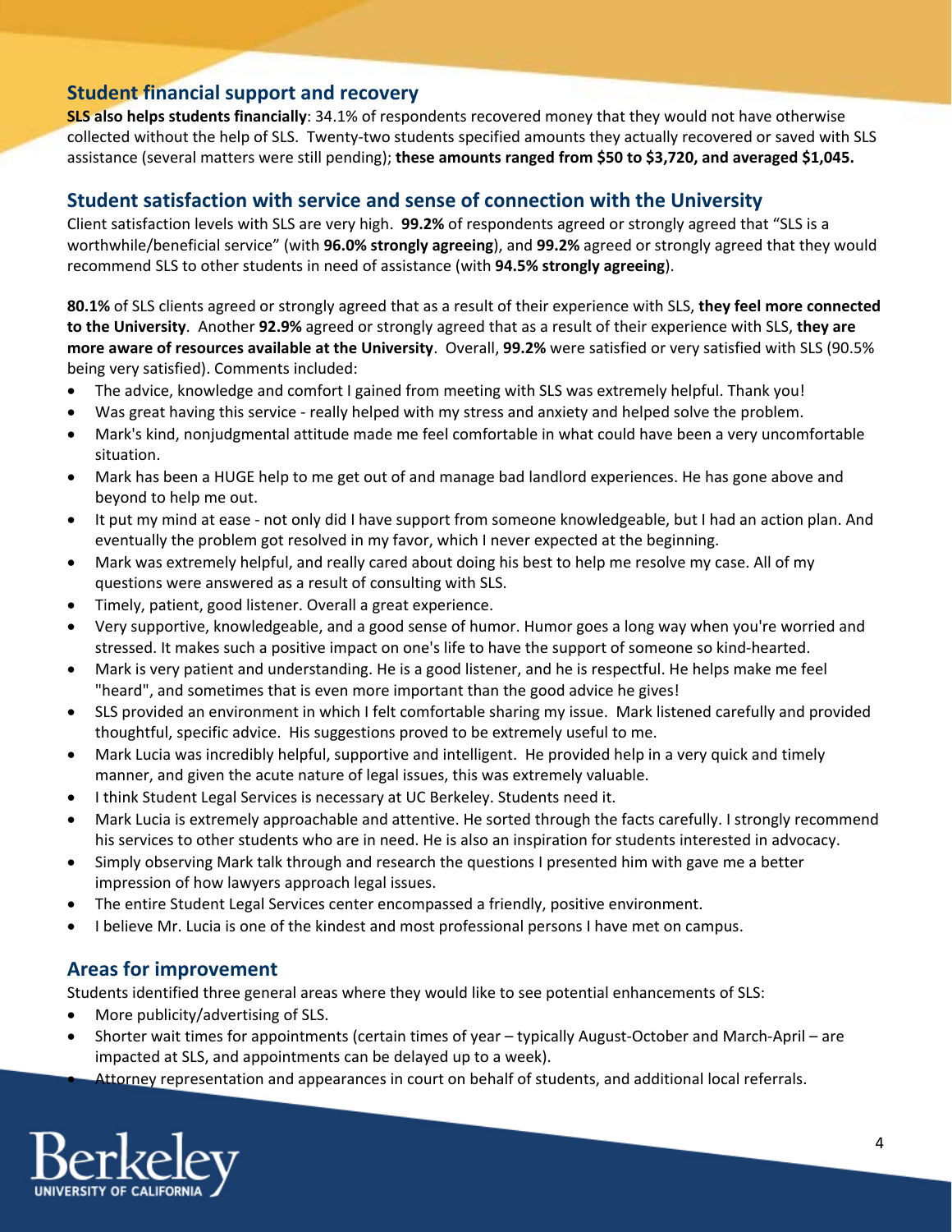## Student financial support and recovery

**SLS also helps students financially**: 34.1% of respondents recovered money that they would not have otherwise collected without the help of SLS. Twenty-two students specified amounts they actually recovered or saved with SLS assistance (several matters were still pending); **these amounts ranged from $50 to $3,720, and averaged $1,045.**

## Student satisfaction with service and sense of connection with the University

Client satisfaction levels with SLS are very high. **99.2%** of respondents agreed or strongly agreed that "SLS is a worthwhile/beneficial service" (with **96.0% strongly agreeing**), and **99.2%** agreed or strongly agreed that they would recommend SLS to other students in need of assistance (with **94.5% strongly agreeing**).

**80.1%** of SLS clients agreed or strongly agreed that as a result of their experience with SLS, **they feel more connected to the University**. Another **92.9%** agreed or strongly agreed that as a result of their experience with SLS, **they are more aware of resources available at the University**. Overall, **99.2%** were satisfied or very satisfied with SLS (90.5% being very satisfied). Comments included:

- The advice, knowledge and comfort I gained from meeting with SLS was extremely helpful. Thank you!
- Was great having this service - really helped with my stress and anxiety and helped solve the problem.
- Mark's kind, nonjudgmental attitude made me feel comfortable in what could have been a very uncomfortable situation.
- Mark has been a HUGE help to me get out of and manage bad landlord experiences. He has gone above and beyond to help me out.
- It put my mind at ease - not only did I have support from someone knowledgeable, but I had an action plan. And eventually the problem got resolved in my favor, which I never expected at the beginning.
- Mark was extremely helpful, and really cared about doing his best to help me resolve my case. All of my questions were answered as a result of consulting with SLS.
- Timely, patient, good listener. Overall a great experience.
- Very supportive, knowledgeable, and a good sense of humor. Humor goes a long way when you're worried and stressed. It makes such a positive impact on one's life to have the support of someone so kind-hearted.
- Mark is very patient and understanding. He is a good listener, and he is respectful. He helps make me feel "heard", and sometimes that is even more important than the good advice he gives!
- SLS provided an environment in which I felt comfortable sharing my issue. Mark listened carefully and provided thoughtful, specific advice. His suggestions proved to be extremely useful to me.
- Mark Lucia was incredibly helpful, supportive and intelligent. He provided help in a very quick and timely manner, and given the acute nature of legal issues, this was extremely valuable.
- I think Student Legal Services is necessary at UC Berkeley. Students need it.
- Mark Lucia is extremely approachable and attentive. He sorted through the facts carefully. I strongly recommend his services to other students who are in need. He is also an inspiration for students interested in advocacy.
- Simply observing Mark talk through and research the questions I presented him with gave me a better impression of how lawyers approach legal issues.
- The entire Student Legal Services center encompassed a friendly, positive environment.
- I believe Mr. Lucia is one of the kindest and most professional persons I have met on campus.

## Areas for improvement

Students identified three general areas where they would like to see potential enhancements of SLS:

- More publicity/advertising of SLS.
- Shorter wait times for appointments (certain times of year – typically August-October and March-April – are impacted at SLS, and appointments can be delayed up to a week).
- Attorney representation and appearances in court on behalf of students, and additional local referrals.

Berkeley
UNIVERSITY OF CALIFORNIA